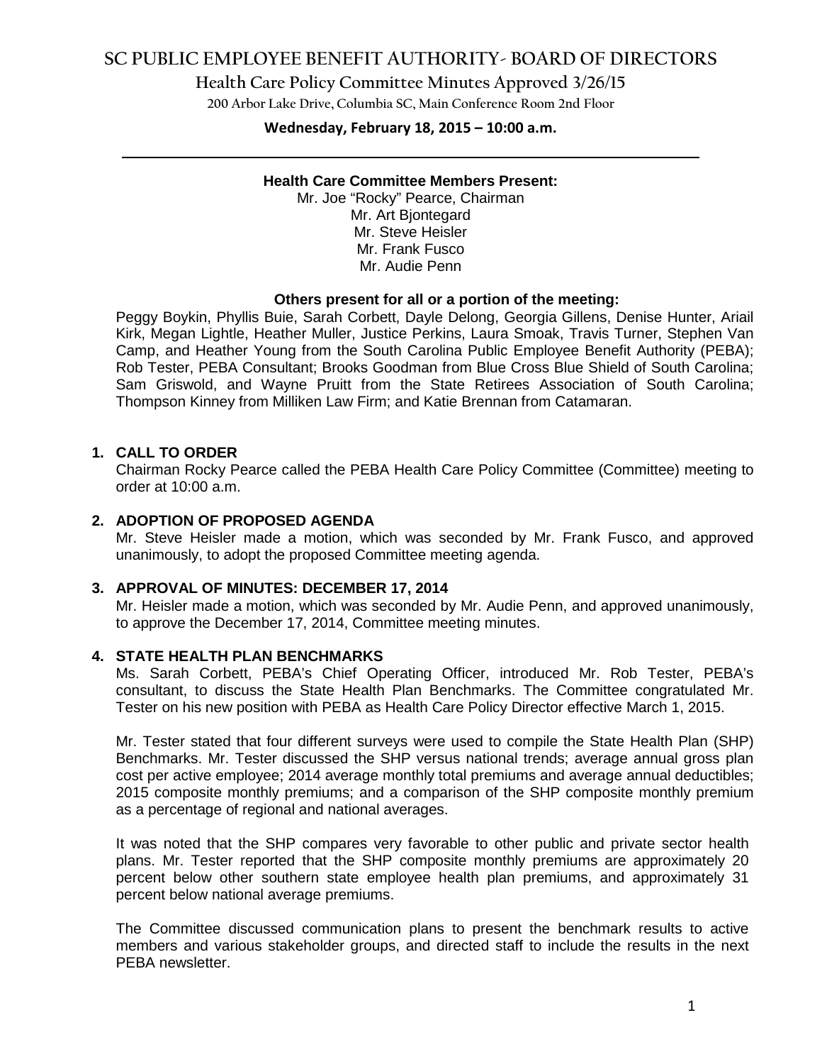# SC PUBLIC EMPLOYEE BENEFIT AUTHORITY- BOARD OF DIRECTORS

## Health Care Policy Committee Minutes Approved 3/26/15

200 Arbor Lake Drive, Columbia SC, Main Conference Room 2nd Floor

**Wednesday, February 18, 2015 – 10:00 a.m.**

---

**Health Care Committee Members Present:**

Mr. Joe "Rocky" Pearce, Chairman
Mr. Art Bjontegard
Mr. Steve Heisler
Mr. Frank Fusco
Mr. Audie Penn

**Others present for all or a portion of the meeting:**

Peggy Boykin, Phyllis Buie, Sarah Corbett, Dayle Delong, Georgia Gillens, Denise Hunter, Ariail Kirk, Megan Lightle, Heather Muller, Justice Perkins, Laura Smoak, Travis Turner, Stephen Van Camp, and Heather Young from the South Carolina Public Employee Benefit Authority (PEBA); Rob Tester, PEBA Consultant; Brooks Goodman from Blue Cross Blue Shield of South Carolina; Sam Griswold, and Wayne Pruitt from the State Retirees Association of South Carolina; Thompson Kinney from Milliken Law Firm; and Katie Brennan from Catamaran.

1. **CALL TO ORDER**

   Chairman Rocky Pearce called the PEBA Health Care Policy Committee (Committee) meeting to order at 10:00 a.m.

2. **ADOPTION OF PROPOSED AGENDA**

   Mr. Steve Heisler made a motion, which was seconded by Mr. Frank Fusco, and approved unanimously, to adopt the proposed Committee meeting agenda.

3. **APPROVAL OF MINUTES: DECEMBER 17, 2014**

   Mr. Heisler made a motion, which was seconded by Mr. Audie Penn, and approved unanimously, to approve the December 17, 2014, Committee meeting minutes.

4. **STATE HEALTH PLAN BENCHMARKS**

   Ms. Sarah Corbett, PEBA's Chief Operating Officer, introduced Mr. Rob Tester, PEBA's consultant, to discuss the State Health Plan Benchmarks. The Committee congratulated Mr. Tester on his new position with PEBA as Health Care Policy Director effective March 1, 2015.

   Mr. Tester stated that four different surveys were used to compile the State Health Plan (SHP) Benchmarks. Mr. Tester discussed the SHP versus national trends; average annual gross plan cost per active employee; 2014 average monthly total premiums and average annual deductibles; 2015 composite monthly premiums; and a comparison of the SHP composite monthly premium as a percentage of regional and national averages.

   It was noted that the SHP compares very favorable to other public and private sector health plans. Mr. Tester reported that the SHP composite monthly premiums are approximately 20 percent below other southern state employee health plan premiums, and approximately 31 percent below national average premiums.

   The Committee discussed communication plans to present the benchmark results to active members and various stakeholder groups, and directed staff to include the results in the next PEBA newsletter.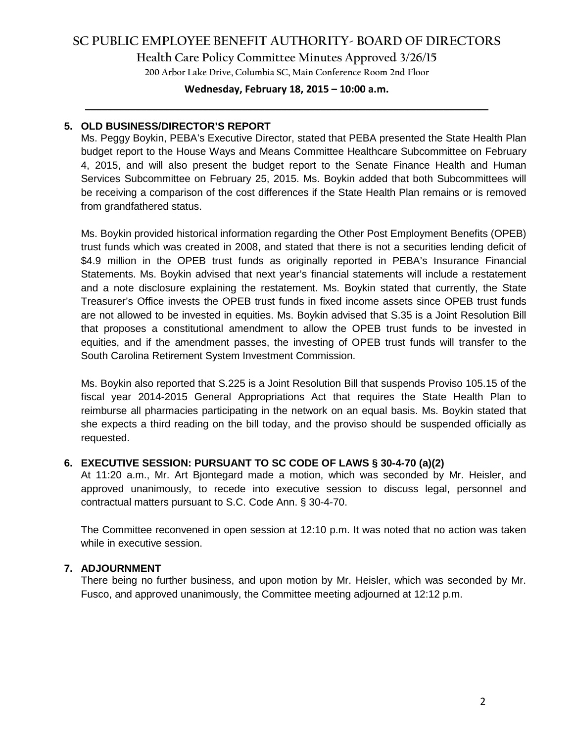## 5. OLD BUSINESS/DIRECTOR'S REPORT

Ms. Peggy Boykin, PEBA's Executive Director, stated that PEBA presented the State Health Plan budget report to the House Ways and Means Committee Healthcare Subcommittee on February 4, 2015, and will also present the budget report to the Senate Finance Health and Human Services Subcommittee on February 25, 2015. Ms. Boykin added that both Subcommittees will be receiving a comparison of the cost differences if the State Health Plan remains or is removed from grandfathered status.

Ms. Boykin provided historical information regarding the Other Post Employment Benefits (OPEB) trust funds which was created in 2008, and stated that there is not a securities lending deficit of $4.9 million in the OPEB trust funds as originally reported in PEBA's Insurance Financial Statements. Ms. Boykin advised that next year's financial statements will include a restatement and a note disclosure explaining the restatement. Ms. Boykin stated that currently, the State Treasurer's Office invests the OPEB trust funds in fixed income assets since OPEB trust funds are not allowed to be invested in equities. Ms. Boykin advised that S.35 is a Joint Resolution Bill that proposes a constitutional amendment to allow the OPEB trust funds to be invested in equities, and if the amendment passes, the investing of OPEB trust funds will transfer to the South Carolina Retirement System Investment Commission.

Ms. Boykin also reported that S.225 is a Joint Resolution Bill that suspends Proviso 105.15 of the fiscal year 2014-2015 General Appropriations Act that requires the State Health Plan to reimburse all pharmacies participating in the network on an equal basis. Ms. Boykin stated that she expects a third reading on the bill today, and the proviso should be suspended officially as requested.

## 6. EXECUTIVE SESSION: PURSUANT TO SC CODE OF LAWS § 30-4-70 (a)(2)

At 11:20 a.m., Mr. Art Bjontegard made a motion, which was seconded by Mr. Heisler, and approved unanimously, to recede into executive session to discuss legal, personnel and contractual matters pursuant to S.C. Code Ann. § 30-4-70.

The Committee reconvened in open session at 12:10 p.m. It was noted that no action was taken while in executive session.

## 7. ADJOURNMENT

There being no further business, and upon motion by Mr. Heisler, which was seconded by Mr. Fusco, and approved unanimously, the Committee meeting adjourned at 12:12 p.m.